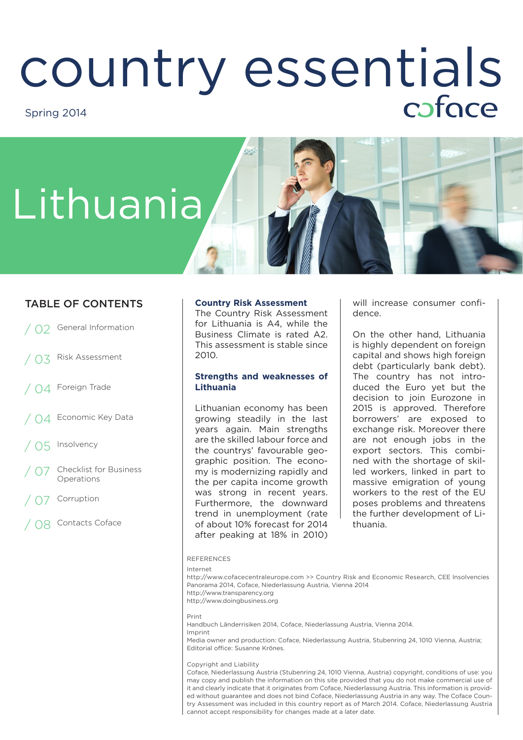# country essentials

Spring 2014

coface

# Lithuania

## TABLE OF CONTENTS

- / 02 General Information
- / 03 Risk Assessment
- / 04 Foreign Trade
- / 04 Economic Key Data
- / 05 Insolvency
- / 07 Checklist for Business Operations
- / 07 Corruption
- / 08 Contacts Coface

**Country Risk Assessment**

The Country Risk Assessment for Lithuania is A4, while the Business Climate is rated A2. This assessment is stable since 2010.

**Strengths and weaknesses of Lithuania**

Lithuanian economy has been growing steadily in the last years again. Main strengths are the skilled labour force and the countrys' favourable geographic position. The economy is modernizing rapidly and the per capita income growth was strong in recent years. Furthermore, the downward trend in unemployment (rate of about 10% forecast for 2014 after peaking at 18% in 2010) will increase consumer confidence.

On the other hand, Lithuania is highly dependent on foreign capital and shows high foreign debt (particularly bank debt). The country has not introduced the Euro yet but the decision to join Eurozone in 2015 is approved. Therefore borrowers' are exposed to exchange risk. Moreover there are not enough jobs in the export sectors. This combined with the shortage of skilled workers, linked in part to massive emigration of young workers to the rest of the EU poses problems and threatens the further development of Lithuania.

REFERENCES

Internet

http://www.cofacecentraleurope.com >> Country Risk and Economic Research, CEE Insolvencies Panorama 2014, Coface, Niederlassung Austria, Vienna 2014
http://www.transparency.org
http://www.doingbusiness.org

Print

Handbuch Länderrisiken 2014, Coface, Niederlassung Austria, Vienna 2014.

Imprint

Media owner and production: Coface, Niederlassung Austria, Stubenring 24, 1010 Vienna, Austria; Editorial office: Susanne Krönes.

Copyright and Liability

Coface, Niederlassung Austria (Stubenring 24, 1010 Vienna, Austria) copyright, conditions of use: you may copy and publish the information on this site provided that you do not make commercial use of it and clearly indicate that it originates from Coface, Niederlassung Austria. This information is provided without guarantee and does not bind Coface, Niederlassung Austria in any way. The Coface Country Assessment was included in this country report as of March 2014. Coface, Niederlassung Austria cannot accept responsibility for changes made at a later date.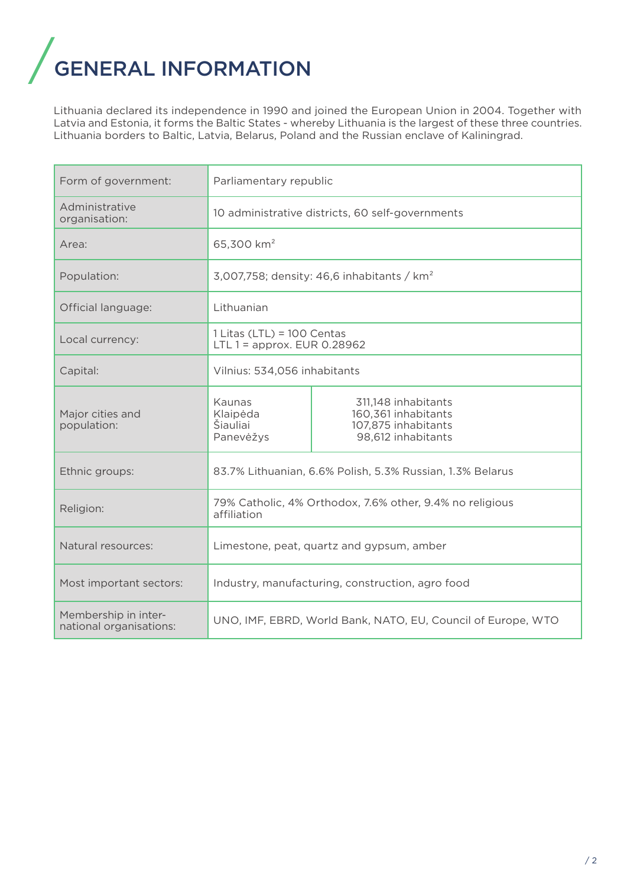# GENERAL INFORMATION

Lithuania declared its independence in 1990 and joined the European Union in 2004. Together with Latvia and Estonia, it forms the Baltic States - whereby Lithuania is the largest of these three countries. Lithuania borders to Baltic, Latvia, Belarus, Poland and the Russian enclave of Kaliningrad.

| | | |
|---|---|---|
| Form of government: | Parliamentary republic | |
| Administrative organisation: | 10 administrative districts, 60 self-governments | |
| Area: | 65,300 km$^2$ | |
| Population: | 3,007,758; density: 46,6 inhabitants / km$^2$ | |
| Official language: | Lithuanian | |
| Local currency: | 1 Litas (LTL) = 100 Centas<br>LTL 1 = approx. EUR 0.28962 | |
| Capital: | Vilnius: 534,056 inhabitants | |
| Major cities and population: | Kaunas<br>Klaipėda<br>Šiauliai<br>Panevėžys | 311,148 inhabitants<br>160,361 inhabitants<br>107,875 inhabitants<br>98,612 inhabitants |
| Ethnic groups: | 83.7% Lithuanian, 6.6% Polish, 5.3% Russian, 1.3% Belarus | |
| Religion: | 79% Catholic, 4% Orthodox, 7.6% other, 9.4% no religious affiliation | |
| Natural resources: | Limestone, peat, quartz and gypsum, amber | |
| Most important sectors: | Industry, manufacturing, construction, agro food | |
| Membership in international organisations: | UNO, IMF, EBRD, World Bank, NATO, EU, Council of Europe, WTO | |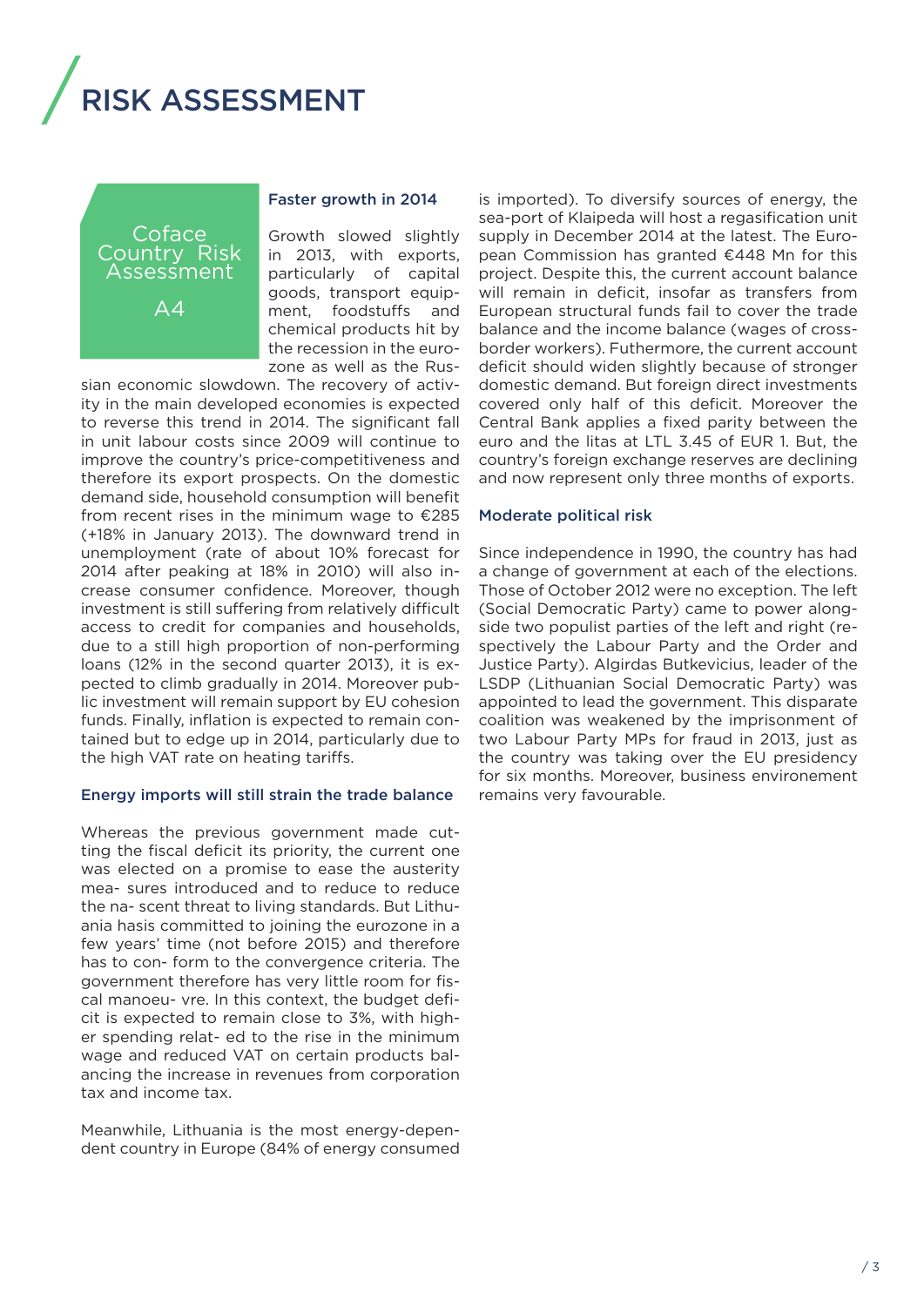# RISK ASSESSMENT

Coface Country Risk Assessment

A4

### Faster growth in 2014

Growth slowed slightly in 2013, with exports, particularly of capital goods, transport equipment, foodstuffs and chemical products hit by the recession in the eurozone as well as the Russian economic slowdown. The recovery of activity in the main developed economies is expected to reverse this trend in 2014. The significant fall in unit labour costs since 2009 will continue to improve the country's price-competitiveness and therefore its export prospects. On the domestic demand side, household consumption will benefit from recent rises in the minimum wage to €285 (+18% in January 2013). The downward trend in unemployment (rate of about 10% forecast for 2014 after peaking at 18% in 2010) will also increase consumer confidence. Moreover, though investment is still suffering from relatively difficult access to credit for companies and households, due to a still high proportion of non-performing loans (12% in the second quarter 2013), it is expected to climb gradually in 2014. Moreover public investment will remain support by EU cohesion funds. Finally, inflation is expected to remain contained but to edge up in 2014, particularly due to the high VAT rate on heating tariffs.

### Energy imports will still strain the trade balance

Whereas the previous government made cutting the fiscal deficit its priority, the current one was elected on a promise to ease the austerity mea- sures introduced and to reduce to reduce the na- scent threat to living standards. But Lithuania hasis committed to joining the eurozone in a few years' time (not before 2015) and therefore has to con- form to the convergence criteria. The government therefore has very little room for fiscal manoeu- vre. In this context, the budget deficit is expected to remain close to 3%, with higher spending relat- ed to the rise in the minimum wage and reduced VAT on certain products balancing the increase in revenues from corporation tax and income tax.

Meanwhile, Lithuania is the most energy-dependent country in Europe (84% of energy consumed is imported). To diversify sources of energy, the sea-port of Klaipeda will host a regasification unit supply in December 2014 at the latest. The European Commission has granted €448 Mn for this project. Despite this, the current account balance will remain in deficit, insofar as transfers from European structural funds fail to cover the trade balance and the income balance (wages of cross-border workers). Futhermore, the current account deficit should widen slightly because of stronger domestic demand. But foreign direct investments covered only half of this deficit. Moreover the Central Bank applies a fixed parity between the euro and the litas at LTL 3.45 of EUR 1. But, the country's foreign exchange reserves are declining and now represent only three months of exports.

### Moderate political risk

Since independence in 1990, the country has had a change of government at each of the elections. Those of October 2012 were no exception. The left (Social Democratic Party) came to power alongside two populist parties of the left and right (respectively the Labour Party and the Order and Justice Party). Algirdas Butkevicius, leader of the LSDP (Lithuanian Social Democratic Party) was appointed to lead the government. This disparate coalition was weakened by the imprisonment of two Labour Party MPs for fraud in 2013, just as the country was taking over the EU presidency for six months. Moreover, business environement remains very favourable.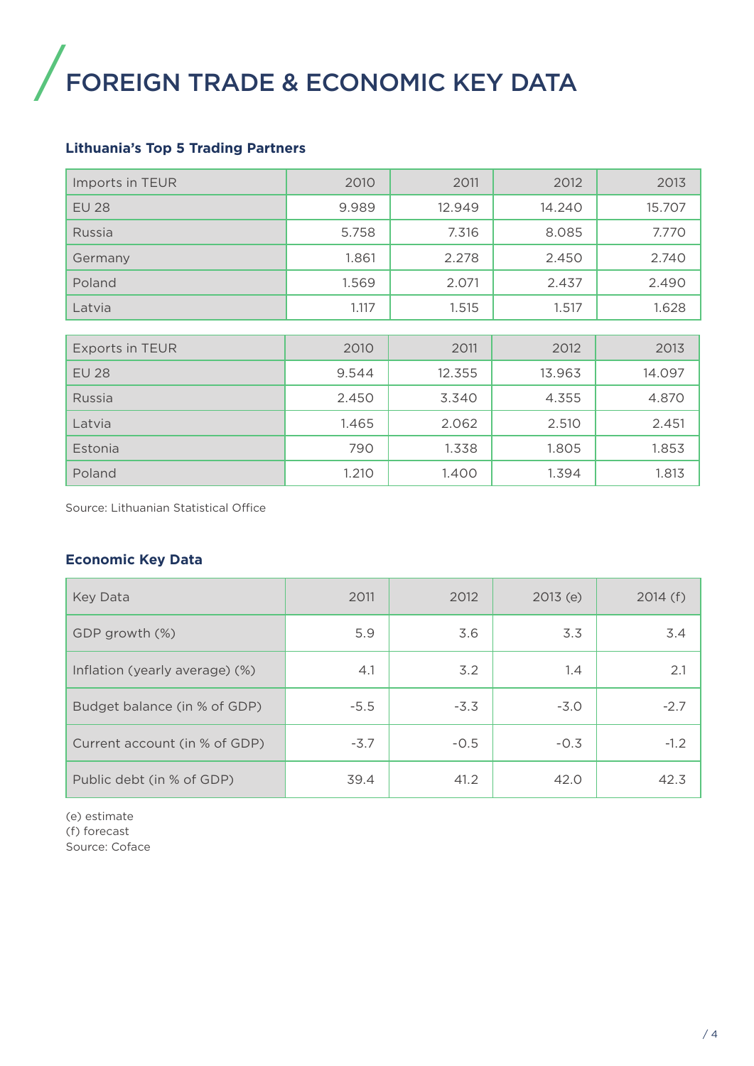# FOREIGN TRADE & ECONOMIC KEY DATA

### Lithuania's Top 5 Trading Partners

| Imports in TEUR | 2010 | 2011 | 2012 | 2013 |
|---|---|---|---|---|
| EU 28 | 9.989 | 12.949 | 14.240 | 15.707 |
| Russia | 5.758 | 7.316 | 8.085 | 7.770 |
| Germany | 1.861 | 2.278 | 2.450 | 2.740 |
| Poland | 1.569 | 2.071 | 2.437 | 2.490 |
| Latvia | 1.117 | 1.515 | 1.517 | 1.628 |

| Exports in TEUR | 2010 | 2011 | 2012 | 2013 |
|---|---|---|---|---|
| EU 28 | 9.544 | 12.355 | 13.963 | 14.097 |
| Russia | 2.450 | 3.340 | 4.355 | 4.870 |
| Latvia | 1.465 | 2.062 | 2.510 | 2.451 |
| Estonia | 790 | 1.338 | 1.805 | 1.853 |
| Poland | 1.210 | 1.400 | 1.394 | 1.813 |

Source: Lithuanian Statistical Office

### Economic Key Data

| Key Data | 2011 | 2012 | 2013 (e) | 2014 (f) |
|---|---|---|---|---|
| GDP growth (%) | 5.9 | 3.6 | 3.3 | 3.4 |
| Inflation (yearly average) (%) | 4.1 | 3.2 | 1.4 | 2.1 |
| Budget balance (in % of GDP) | -5.5 | -3.3 | -3.0 | -2.7 |
| Current account (in % of GDP) | -3.7 | -0.5 | -0.3 | -1.2 |
| Public debt (in % of GDP) | 39.4 | 41.2 | 42.0 | 42.3 |

(e) estimate
(f) forecast
Source: Coface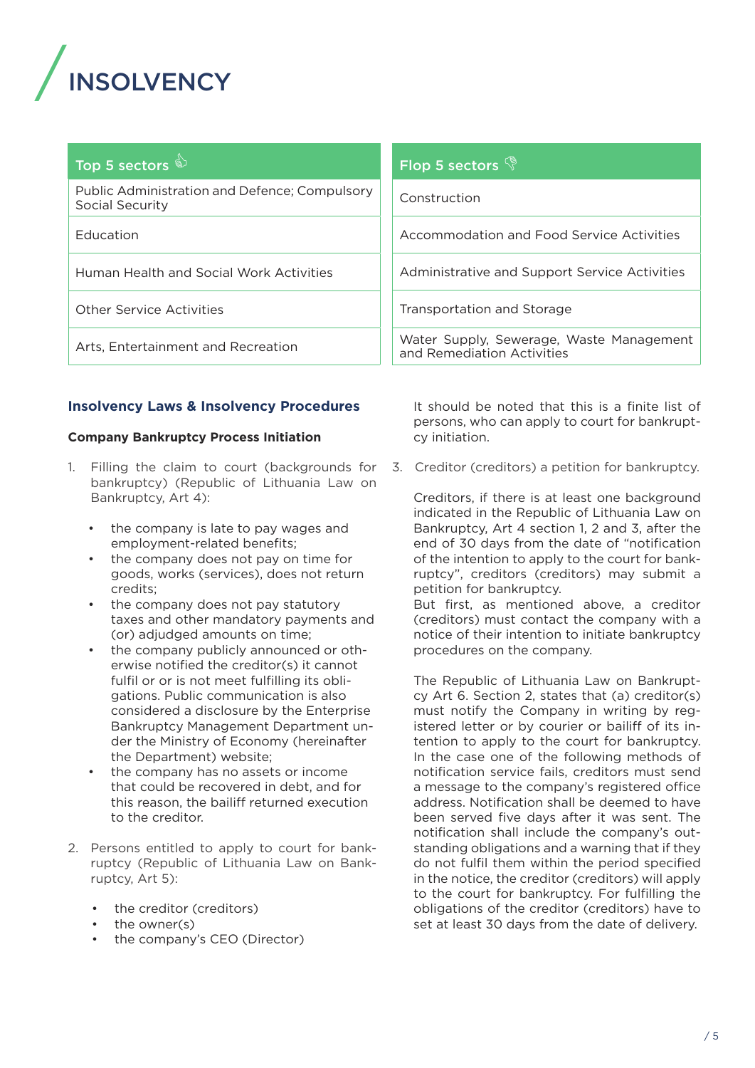# INSOLVENCY

| Top 5 sectors 👍 | Flop 5 sectors 👎 |
| --- | --- |
| Public Administration and Defence; Compulsory Social Security | Construction |
| Education | Accommodation and Food Service Activities |
| Human Health and Social Work Activities | Administrative and Support Service Activities |
| Other Service Activities | Transportation and Storage |
| Arts, Entertainment and Recreation | Water Supply, Sewerage, Waste Management and Remediation Activities |

## Insolvency Laws & Insolvency Procedures

### Company Bankruptcy Process Initiation

1. Filling the claim to court (backgrounds for bankruptcy) (Republic of Lithuania Law on Bankruptcy, Art 4):

   - the company is late to pay wages and employment-related benefits;
   - the company does not pay on time for goods, works (services), does not return credits;
   - the company does not pay statutory taxes and other mandatory payments and (or) adjudged amounts on time;
   - the company publicly announced or otherwise notified the creditor(s) it cannot fulfil or or is not meet fulfilling its obligations. Public communication is also considered a disclosure by the Enterprise Bankruptcy Management Department under the Ministry of Economy (hereinafter the Department) website;
   - the company has no assets or income that could be recovered in debt, and for this reason, the bailiff returned execution to the creditor.

2. Persons entitled to apply to court for bankruptcy (Republic of Lithuania Law on Bankruptcy, Art 5):

   - the creditor (creditors)
   - the owner(s)
   - the company's CEO (Director)

   It should be noted that this is a finite list of persons, who can apply to court for bankruptcy initiation.

3. Creditor (creditors) a petition for bankruptcy.

   Creditors, if there is at least one background indicated in the Republic of Lithuania Law on Bankruptcy, Art 4 section 1, 2 and 3, after the end of 30 days from the date of "notification of the intention to apply to the court for bankruptcy", creditors (creditors) may submit a petition for bankruptcy.
   But first, as mentioned above, a creditor (creditors) must contact the company with a notice of their intention to initiate bankruptcy procedures on the company.

   The Republic of Lithuania Law on Bankruptcy Art 6. Section 2, states that (a) creditor(s) must notify the Company in writing by registered letter or by courier or bailiff of its intention to apply to the court for bankruptcy. In the case one of the following methods of notification service fails, creditors must send a message to the company's registered office address. Notification shall be deemed to have been served five days after it was sent. The notification shall include the company's outstanding obligations and a warning that if they do not fulfil them within the period specified in the notice, the creditor (creditors) will apply to the court for bankruptcy. For fulfilling the obligations of the creditor (creditors) have to set at least 30 days from the date of delivery.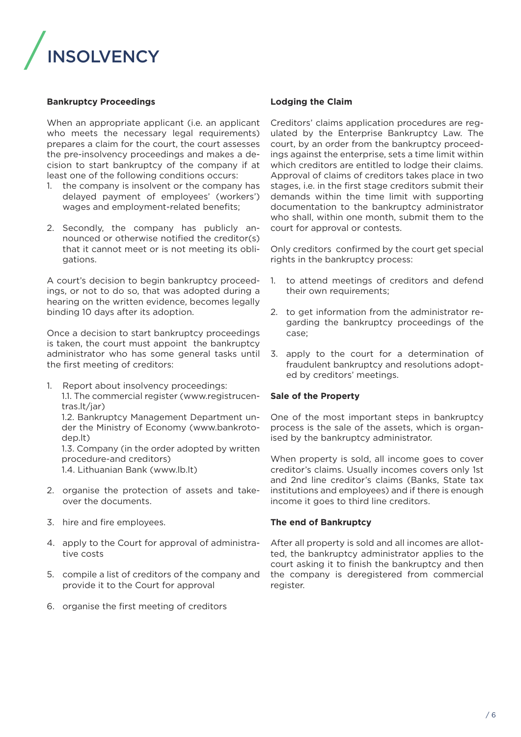# INSOLVENCY

**Bankruptcy Proceedings**

When an appropriate applicant (i.e. an applicant who meets the necessary legal requirements) prepares a claim for the court, the court assesses the pre-insolvency proceedings and makes a decision to start bankruptcy of the company if at least one of the following conditions occurs:

1. the company is insolvent or the company has delayed payment of employees' (workers') wages and employment-related benefits;
2. Secondly, the company has publicly announced or otherwise notified the creditor(s) that it cannot meet or is not meeting its obligations.

A court's decision to begin bankruptcy proceedings, or not to do so, that was adopted during a hearing on the written evidence, becomes legally binding 10 days after its adoption.

Once a decision to start bankruptcy proceedings is taken, the court must appoint the bankruptcy administrator who has some general tasks until the first meeting of creditors:

1. Report about insolvency proceedings:
   1.1. The commercial register (www.registrucentras.lt/jar)
   1.2. Bankruptcy Management Department under the Ministry of Economy (www.bankrotodep.lt)
   1.3. Company (in the order adopted by written procedure-and creditors)
   1.4. Lithuanian Bank (www.lb.lt)
2. organise the protection of assets and take-over the documents.
3. hire and fire employees.
4. apply to the Court for approval of administrative costs
5. compile a list of creditors of the company and provide it to the Court for approval
6. organise the first meeting of creditors

**Lodging the Claim**

Creditors' claims application procedures are regulated by the Enterprise Bankruptcy Law. The court, by an order from the bankruptcy proceedings against the enterprise, sets a time limit within which creditors are entitled to lodge their claims. Approval of claims of creditors takes place in two stages, i.e. in the first stage creditors submit their demands within the time limit with supporting documentation to the bankruptcy administrator who shall, within one month, submit them to the court for approval or contests.

Only creditors confirmed by the court get special rights in the bankruptcy process:

1. to attend meetings of creditors and defend their own requirements;
2. to get information from the administrator regarding the bankruptcy proceedings of the case;
3. apply to the court for a determination of fraudulent bankruptcy and resolutions adopted by creditors' meetings.

**Sale of the Property**

One of the most important steps in bankruptcy process is the sale of the assets, which is organised by the bankruptcy administrator.

When property is sold, all income goes to cover creditor's claims. Usually incomes covers only 1st and 2nd line creditor's claims (Banks, State tax institutions and employees) and if there is enough income it goes to third line creditors.

**The end of Bankruptcy**

After all property is sold and all incomes are allotted, the bankruptcy administrator applies to the court asking it to finish the bankruptcy and then the company is deregistered from commercial register.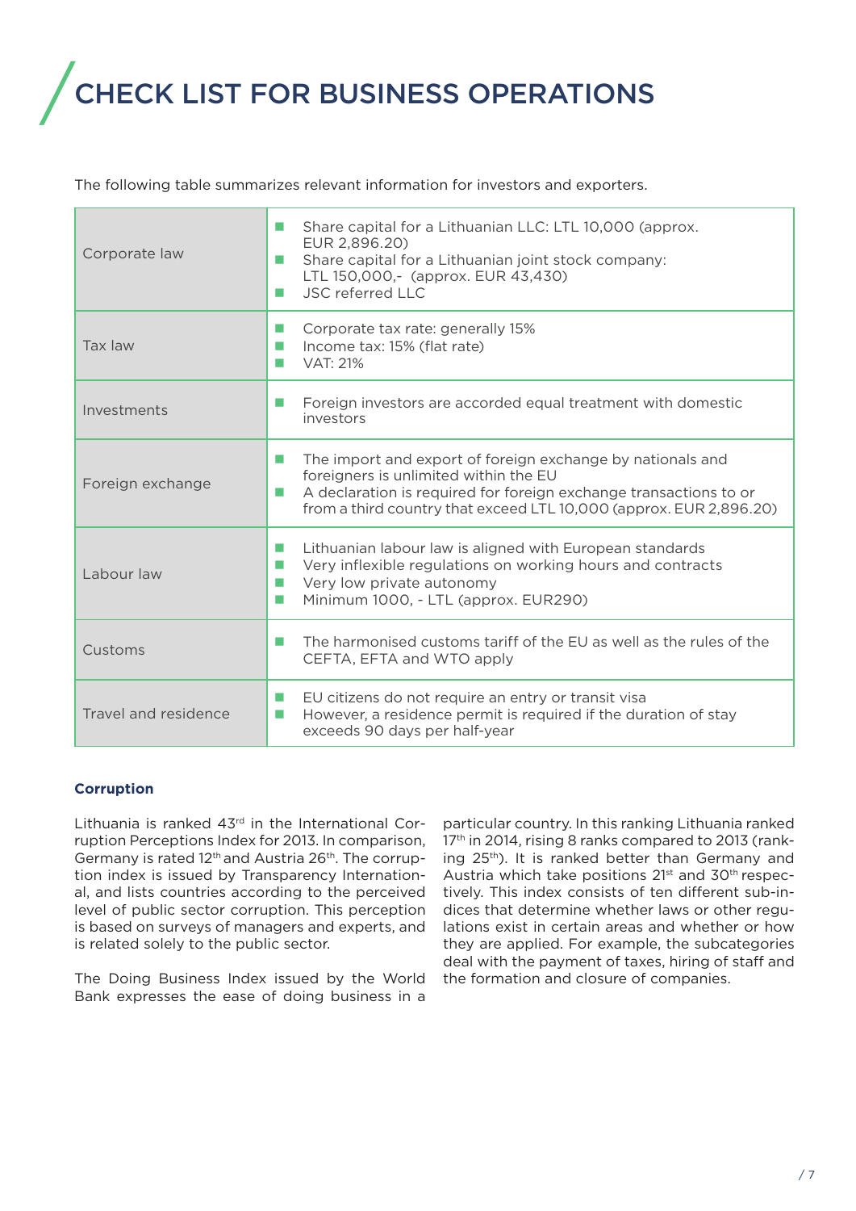# CHECK LIST FOR BUSINESS OPERATIONS

The following table summarizes relevant information for investors and exporters.

| | |
|---|---|
| Corporate law | ■ Share capital for a Lithuanian LLC: LTL 10,000 (approx. EUR 2,896.20)<br>■ Share capital for a Lithuanian joint stock company: LTL 150,000,- (approx. EUR 43,430)<br>■ JSC referred LLC |
| Tax law | ■ Corporate tax rate: generally 15%<br>■ Income tax: 15% (flat rate)<br>■ VAT: 21% |
| Investments | ■ Foreign investors are accorded equal treatment with domestic investors |
| Foreign exchange | ■ The import and export of foreign exchange by nationals and foreigners is unlimited within the EU<br>■ A declaration is required for foreign exchange transactions to or from a third country that exceed LTL 10,000 (approx. EUR 2,896.20) |
| Labour law | ■ Lithuanian labour law is aligned with European standards<br>■ Very inflexible regulations on working hours and contracts<br>■ Very low private autonomy<br>■ Minimum 1000, - LTL (approx. EUR290) |
| Customs | ■ The harmonised customs tariff of the EU as well as the rules of the CEFTA, EFTA and WTO apply |
| Travel and residence | ■ EU citizens do not require an entry or transit visa<br>■ However, a residence permit is required if the duration of stay exceeds 90 days per half-year |

**Corruption**

Lithuania is ranked 43rd in the International Corruption Perceptions Index for 2013. In comparison, Germany is rated 12th and Austria 26th. The corruption index is issued by Transparency International, and lists countries according to the perceived level of public sector corruption. This perception is based on surveys of managers and experts, and is related solely to the public sector.

The Doing Business Index issued by the World Bank expresses the ease of doing business in a particular country. In this ranking Lithuania ranked 17th in 2014, rising 8 ranks compared to 2013 (ranking 25th). It is ranked better than Germany and Austria which take positions 21st and 30th respectively. This index consists of ten different sub-indices that determine whether laws or other regulations exist in certain areas and whether or how they are applied. For example, the subcategories deal with the payment of taxes, hiring of staff and the formation and closure of companies.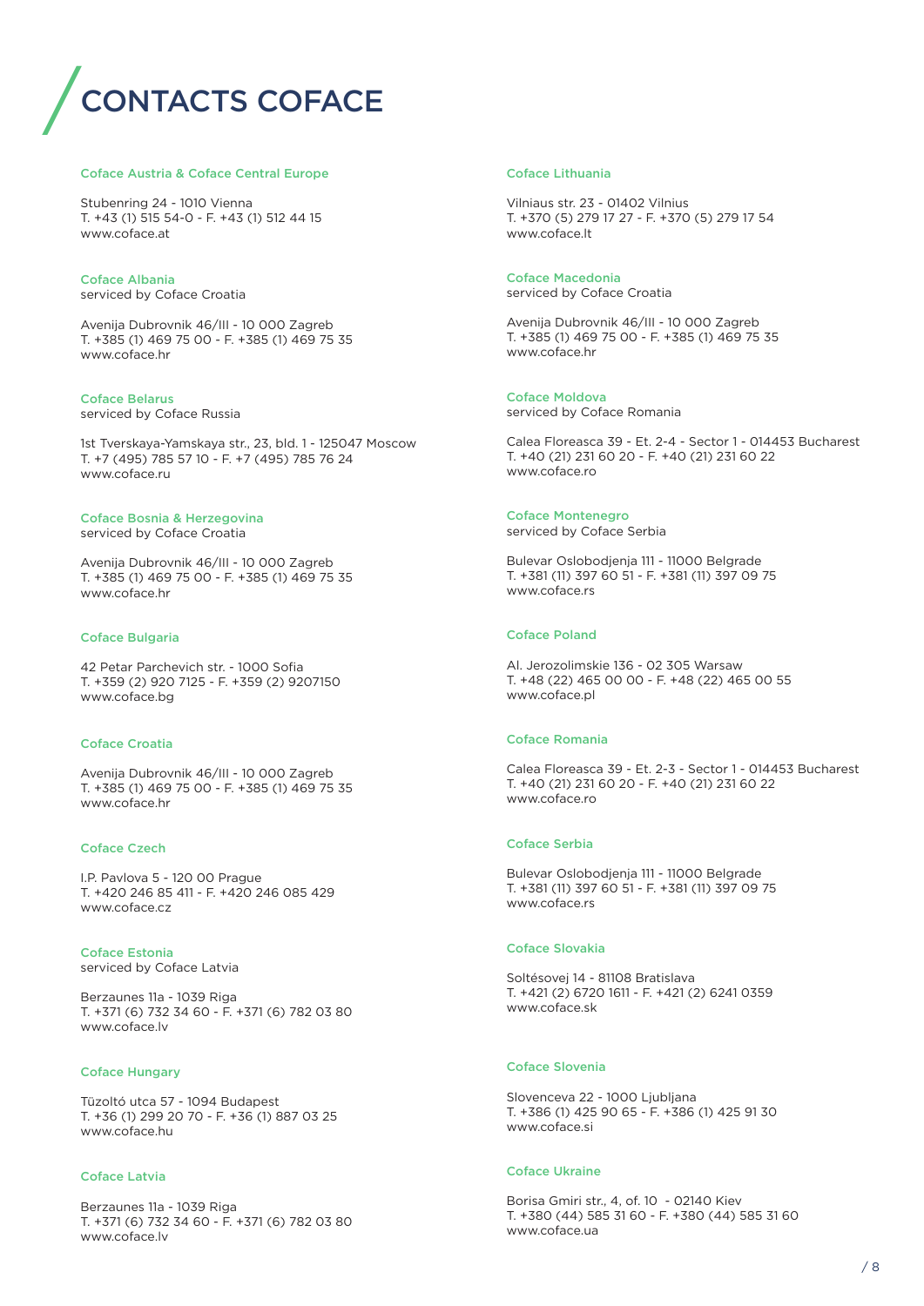# CONTACTS COFACE

### Coface Austria & Coface Central Europe

Stubenring 24 - 1010 Vienna
T. +43 (1) 515 54-0 - F. +43 (1) 512 44 15
www.coface.at

### Coface Albania
serviced by Coface Croatia

Avenija Dubrovnik 46/III - 10 000 Zagreb
T. +385 (1) 469 75 00 - F. +385 (1) 469 75 35
www.coface.hr

### Coface Belarus
serviced by Coface Russia

1st Tverskaya-Yamskaya str., 23, bld. 1 - 125047 Moscow
T. +7 (495) 785 57 10 - F. +7 (495) 785 76 24
www.coface.ru

### Coface Bosnia & Herzegovina
serviced by Coface Croatia

Avenija Dubrovnik 46/III - 10 000 Zagreb
T. +385 (1) 469 75 00 - F. +385 (1) 469 75 35
www.coface.hr

### Coface Bulgaria

42 Petar Parchevich str. - 1000 Sofia
T. +359 (2) 920 7125 - F. +359 (2) 9207150
www.coface.bg

### Coface Croatia

Avenija Dubrovnik 46/III - 10 000 Zagreb
T. +385 (1) 469 75 00 - F. +385 (1) 469 75 35
www.coface.hr

### Coface Czech

I.P. Pavlova 5 - 120 00 Prague
T. +420 246 85 411 - F. +420 246 085 429
www.coface.cz

### Coface Estonia
serviced by Coface Latvia

Berzaunes 11a - 1039 Riga
T. +371 (6) 732 34 60 - F. +371 (6) 782 03 80
www.coface.lv

### Coface Hungary

Tüzoltó utca 57 - 1094 Budapest
T. +36 (1) 299 20 70 - F. +36 (1) 887 03 25
www.coface.hu

### Coface Latvia

Berzaunes 11a - 1039 Riga
T. +371 (6) 732 34 60 - F. +371 (6) 782 03 80
www.coface.lv

### Coface Lithuania

Vilniaus str. 23 - 01402 Vilnius
T. +370 (5) 279 17 27 - F. +370 (5) 279 17 54
www.coface.lt

### Coface Macedonia
serviced by Coface Croatia

Avenija Dubrovnik 46/III - 10 000 Zagreb
T. +385 (1) 469 75 00 - F. +385 (1) 469 75 35
www.coface.hr

### Coface Moldova
serviced by Coface Romania

Calea Floreasca 39 - Et. 2-4 - Sector 1 - 014453 Bucharest
T. +40 (21) 231 60 20 - F. +40 (21) 231 60 22
www.coface.ro

### Coface Montenegro
serviced by Coface Serbia

Bulevar Oslobodjenja 111 - 11000 Belgrade
T. +381 (11) 397 60 51 - F. +381 (11) 397 09 75
www.coface.rs

### Coface Poland

Al. Jerozolimskie 136 - 02 305 Warsaw
T. +48 (22) 465 00 00 - F. +48 (22) 465 00 55
www.coface.pl

### Coface Romania

Calea Floreasca 39 - Et. 2-3 - Sector 1 - 014453 Bucharest
T. +40 (21) 231 60 20 - F. +40 (21) 231 60 22
www.coface.ro

### Coface Serbia

Bulevar Oslobodjenja 111 - 11000 Belgrade
T. +381 (11) 397 60 51 - F. +381 (11) 397 09 75
www.coface.rs

### Coface Slovakia

Soltésovej 14 - 81108 Bratislava
T. +421 (2) 6720 1611 - F. +421 (2) 6241 0359
www.coface.sk

### Coface Slovenia

Slovenceva 22 - 1000 Ljubljana
T. +386 (1) 425 90 65 - F. +386 (1) 425 91 30
www.coface.si

### Coface Ukraine

Borisa Gmiri str., 4, of. 10 - 02140 Kiev
T. +380 (44) 585 31 60 - F. +380 (44) 585 31 60
www.coface.ua